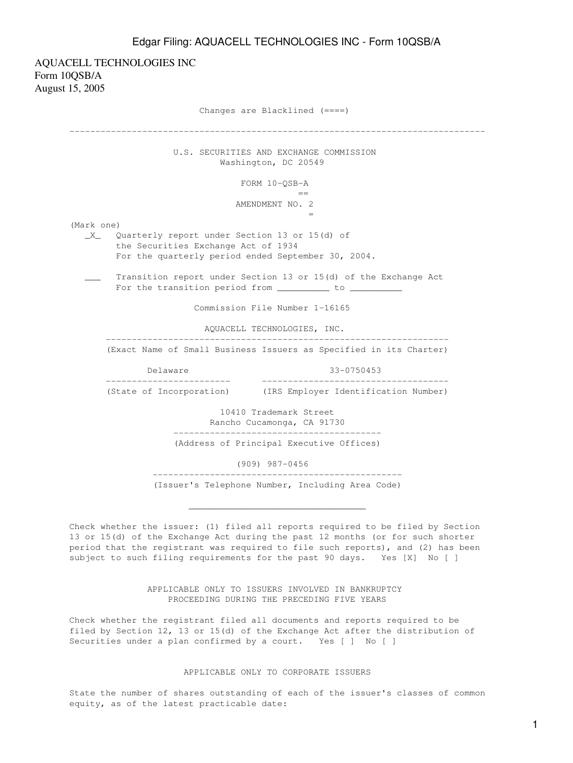AQUACELL TECHNOLOGIES INC
Form 10QSB/A
August 15, 2005

Changes are Blacklined (====)

---

U.S. SECURITIES AND EXCHANGE COMMISSION
Washington, DC 20549

FORM 10-QSB-A
==

AMENDMENT NO. 2
=

(Mark one)

_X_ Quarterly report under Section 13 or 15(d) of the Securities Exchange Act of 1934
For the quarterly period ended September 30, 2004.

___ Transition report under Section 13 or 15(d) of the Exchange Act
For the transition period from __________ to __________

Commission File Number 1-16165

AQUACELL TECHNOLOGIES, INC.
(Exact Name of Small Business Issuers as Specified in its Charter)

| Delaware | 33-0750453 |
|---|---|
| (State of Incorporation) | (IRS Employer Identification Number) |

10410 Trademark Street
Rancho Cucamonga, CA 91730
(Address of Principal Executive Offices)

(909) 987-0456
(Issuer's Telephone Number, Including Area Code)

---

Check whether the issuer: (1) filed all reports required to be filed by Section 13 or 15(d) of the Exchange Act during the past 12 months (or for such shorter period that the registrant was required to file such reports), and (2) has been subject to such filing requirements for the past 90 days. Yes [X] No [ ]

APPLICABLE ONLY TO ISSUERS INVOLVED IN BANKRUPTCY PROCEEDING DURING THE PRECEDING FIVE YEARS

Check whether the registrant filed all documents and reports required to be filed by Section 12, 13 or 15(d) of the Exchange Act after the distribution of Securities under a plan confirmed by a court. Yes [ ] No [ ]

APPLICABLE ONLY TO CORPORATE ISSUERS

State the number of shares outstanding of each of the issuer's classes of common equity, as of the latest practicable date: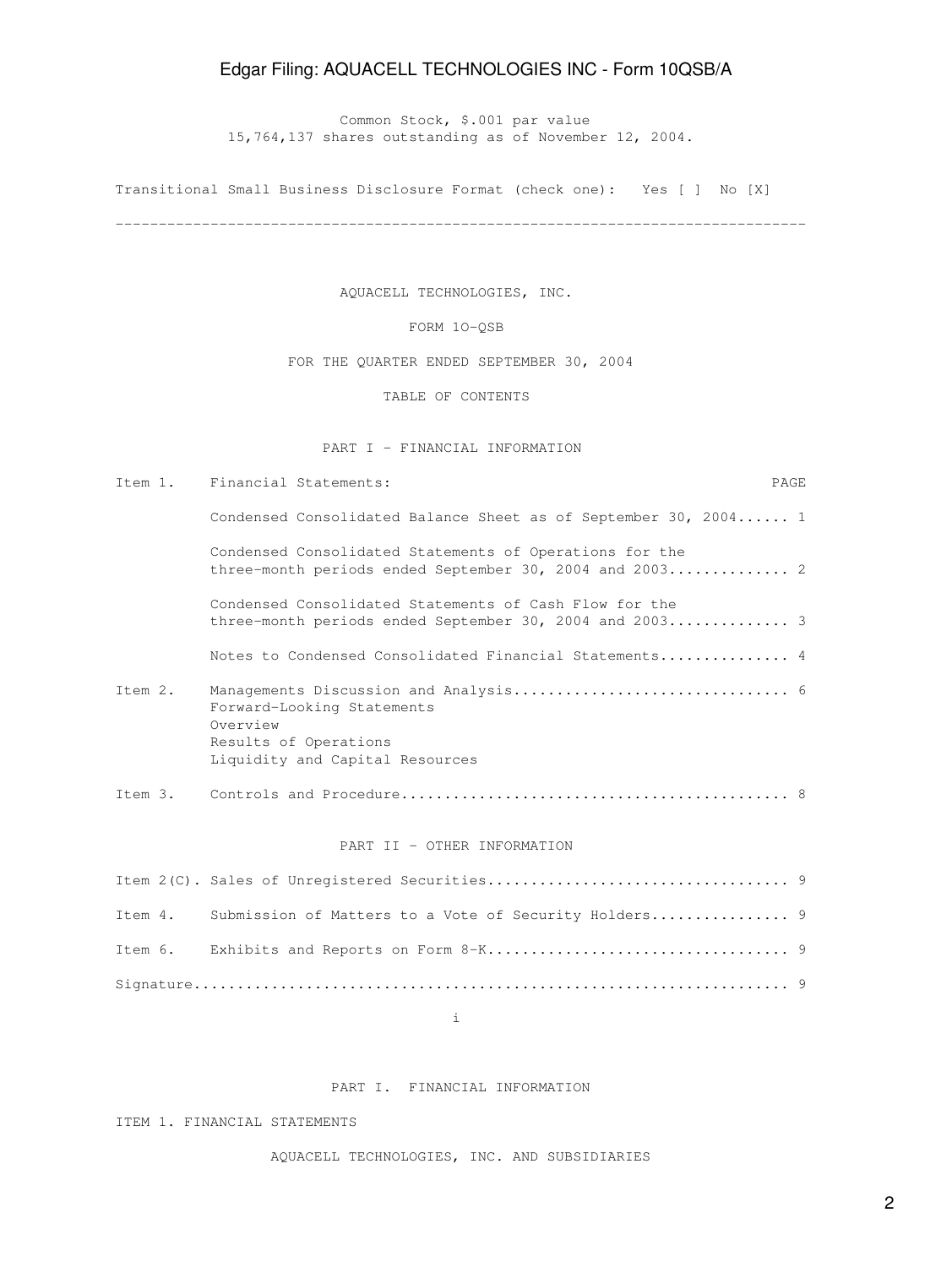Common Stock, $.001 par value
15,764,137 shares outstanding as of November 12, 2004.

Transitional Small Business Disclosure Format (check one): Yes [ ] No [X]

---

AQUACELL TECHNOLOGIES, INC.

FORM 10-QSB

FOR THE QUARTER ENDED SEPTEMBER 30, 2004

TABLE OF CONTENTS

PART I - FINANCIAL INFORMATION

| | | PAGE |
|---|---|---|
| Item 1. | Financial Statements: | |
| | Condensed Consolidated Balance Sheet as of September 30, 2004 | 1 |
| | Condensed Consolidated Statements of Operations for the three-month periods ended September 30, 2004 and 2003 | 2 |
| | Condensed Consolidated Statements of Cash Flow for the three-month periods ended September 30, 2004 and 2003 | 3 |
| | Notes to Condensed Consolidated Financial Statements | 4 |
| Item 2. | Managements Discussion and Analysis<br>Forward-Looking Statements<br>Overview<br>Results of Operations<br>Liquidity and Capital Resources | 6 |
| Item 3. | Controls and Procedure | 8 |

PART II - OTHER INFORMATION

| | | |
|---|---|---|
| Item 2(C). | Sales of Unregistered Securities | 9 |
| Item 4. | Submission of Matters to a Vote of Security Holders | 9 |
| Item 6. | Exhibits and Reports on Form 8-K | 9 |
| Signature | | 9 |

PART I. FINANCIAL INFORMATION

ITEM 1. FINANCIAL STATEMENTS

AQUACELL TECHNOLOGIES, INC. AND SUBSIDIARIES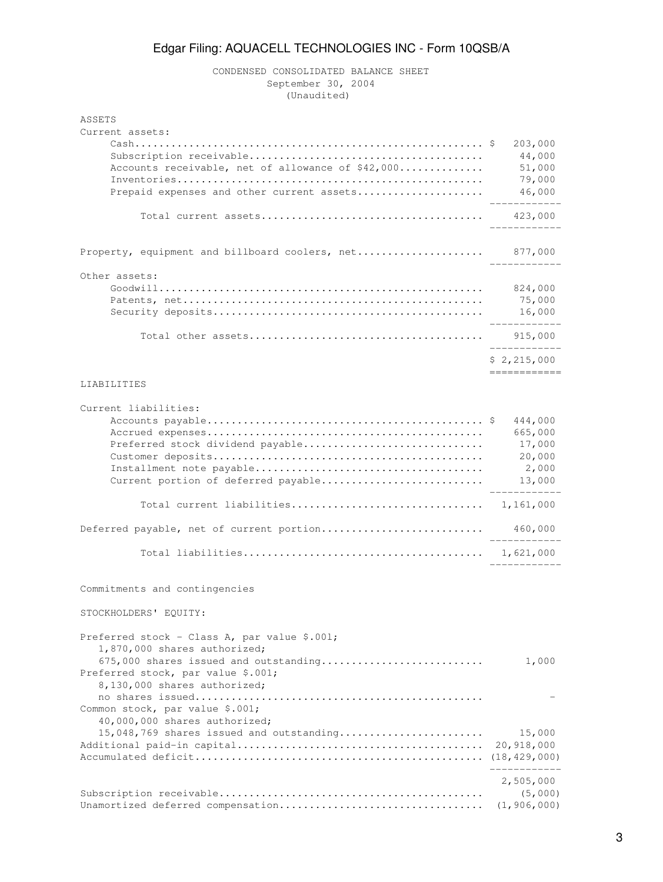CONDENSED CONSOLIDATED BALANCE SHEET
September 30, 2004
(Unaudited)

| | |
|---|---|
| **ASSETS** | |
| Current assets: | |
| Cash | $ 203,000 |
| Subscription receivable | 44,000 |
| Accounts receivable, net of allowance of $42,000 | 51,000 |
| Inventories | 79,000 |
| Prepaid expenses and other current assets | 46,000 |
| Total current assets | 423,000 |
| Property, equipment and billboard coolers, net | 877,000 |
| Other assets: | |
| Goodwill | 824,000 |
| Patents, net | 75,000 |
| Security deposits | 16,000 |
| Total other assets | 915,000 |
| | $ 2,215,000 |
| **LIABILITIES** | |
| Current liabilities: | |
| Accounts payable | $ 444,000 |
| Accrued expenses | 665,000 |
| Preferred stock dividend payable | 17,000 |
| Customer deposits | 20,000 |
| Installment note payable | 2,000 |
| Current portion of deferred payable | 13,000 |
| Total current liabilities | 1,161,000 |
| Deferred payable, net of current portion | 460,000 |
| Total liabilities | 1,621,000 |
| Commitments and contingencies | |
| **STOCKHOLDERS' EQUITY:** | |
| Preferred stock - Class A, par value $.001; 1,870,000 shares authorized; 675,000 shares issued and outstanding | 1,000 |
| Preferred stock, par value $.001; 8,130,000 shares authorized; no shares issued | - |
| Common stock, par value $.001; 40,000,000 shares authorized; 15,048,769 shares issued and outstanding | 15,000 |
| Additional paid-in capital | 20,918,000 |
| Accumulated deficit | (18,429,000) |
| | 2,505,000 |
| Subscription receivable | (5,000) |
| Unamortized deferred compensation | (1,906,000) |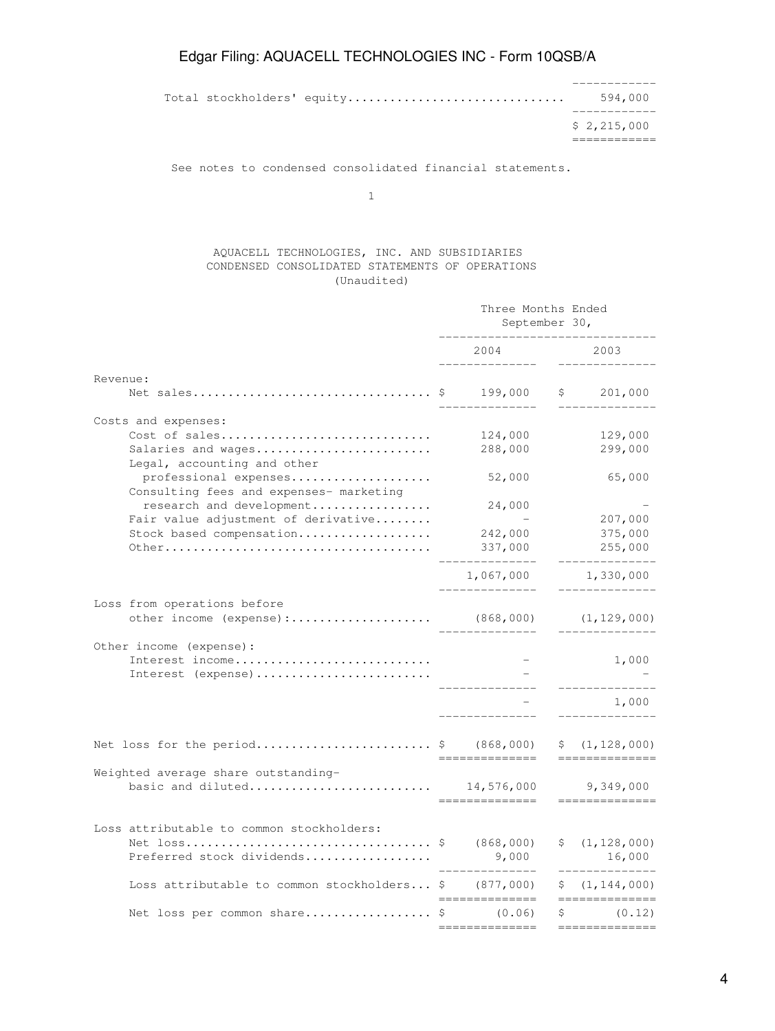| | |
|---|---|
| Total stockholders' equity | 594,000 |
| | $ 2,215,000 |

See notes to condensed consolidated financial statements.

AQUACELL TECHNOLOGIES, INC. AND SUBSIDIARIES
CONDENSED CONSOLIDATED STATEMENTS OF OPERATIONS
(Unaudited)

| | Three Months Ended September 30, | |
|---|---|---|
| | 2004 | 2003 |
| Revenue: | | |
| Net sales | $ 199,000 | $ 201,000 |
| Costs and expenses: | | |
| Cost of sales | 124,000 | 129,000 |
| Salaries and wages | 288,000 | 299,000 |
| Legal, accounting and other professional expenses | 52,000 | 65,000 |
| Consulting fees and expenses- marketing research and development | 24,000 | - |
| Fair value adjustment of derivative | - | 207,000 |
| Stock based compensation | 242,000 | 375,000 |
| Other | 337,000 | 255,000 |
| | 1,067,000 | 1,330,000 |
| Loss from operations before other income (expense): | (868,000) | (1,129,000) |
| Other income (expense): | | |
| Interest income | - | 1,000 |
| Interest (expense) | - | - |
| | - | 1,000 |
| Net loss for the period | $ (868,000) | $ (1,128,000) |
| Weighted average share outstanding- basic and diluted | 14,576,000 | 9,349,000 |
| Loss attributable to common stockholders: | | |
| Net loss | $ (868,000) | $ (1,128,000) |
| Preferred stock dividends | 9,000 | 16,000 |
| Loss attributable to common stockholders | $ (877,000) | $ (1,144,000) |
| Net loss per common share | $ (0.06) | $ (0.12) |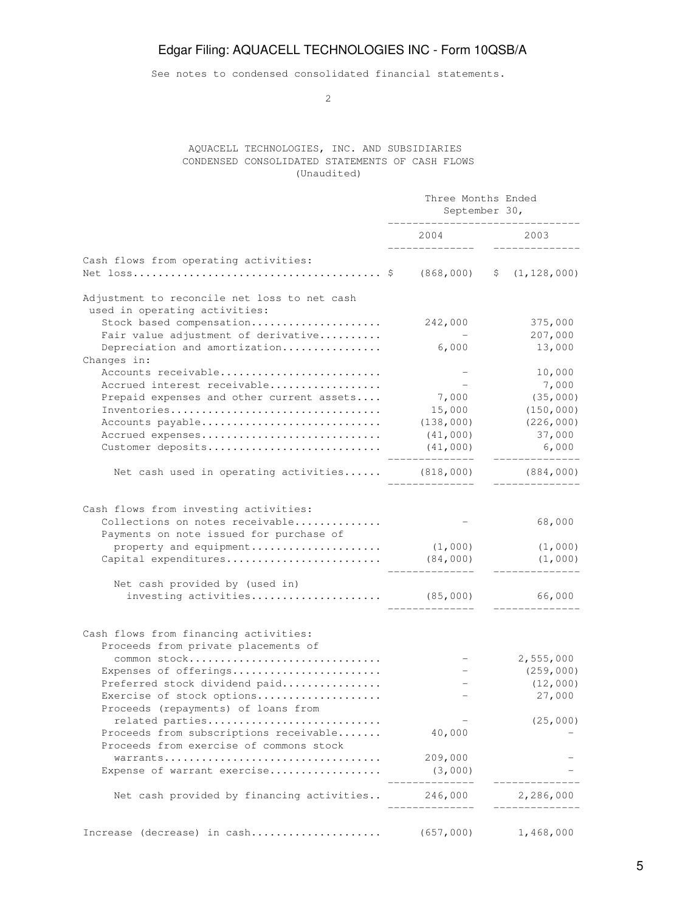See notes to condensed consolidated financial statements.

AQUACELL TECHNOLOGIES, INC. AND SUBSIDIARIES
CONDENSED CONSOLIDATED STATEMENTS OF CASH FLOWS
(Unaudited)

| | Three Months Ended September 30, | |
|---|---|---|
| | 2004 | 2003 |
| Cash flows from operating activities: | | |
| Net loss | $ (868,000) | $ (1,128,000) |
| Adjustment to reconcile net loss to net cash used in operating activities: | | |
| Stock based compensation | 242,000 | 375,000 |
| Fair value adjustment of derivative | - | 207,000 |
| Depreciation and amortization | 6,000 | 13,000 |
| Changes in: | | |
| Accounts receivable | - | 10,000 |
| Accrued interest receivable | - | 7,000 |
| Prepaid expenses and other current assets | 7,000 | (35,000) |
| Inventories | 15,000 | (150,000) |
| Accounts payable | (138,000) | (226,000) |
| Accrued expenses | (41,000) | 37,000 |
| Customer deposits | (41,000) | 6,000 |
| Net cash used in operating activities | (818,000) | (884,000) |
| Cash flows from investing activities: | | |
| Collections on notes receivable | - | 68,000 |
| Payments on note issued for purchase of property and equipment | (1,000) | (1,000) |
| Capital expenditures | (84,000) | (1,000) |
| Net cash provided by (used in) investing activities | (85,000) | 66,000 |
| Cash flows from financing activities: | | |
| Proceeds from private placements of common stock | - | 2,555,000 |
| Expenses of offerings | - | (259,000) |
| Preferred stock dividend paid | - | (12,000) |
| Exercise of stock options | - | 27,000 |
| Proceeds (repayments) of loans from related parties | - | (25,000) |
| Proceeds from subscriptions receivable | 40,000 | - |
| Proceeds from exercise of commons stock warrants | 209,000 | - |
| Expense of warrant exercise | (3,000) | - |
| Net cash provided by financing activities | 246,000 | 2,286,000 |
| Increase (decrease) in cash | (657,000) | 1,468,000 |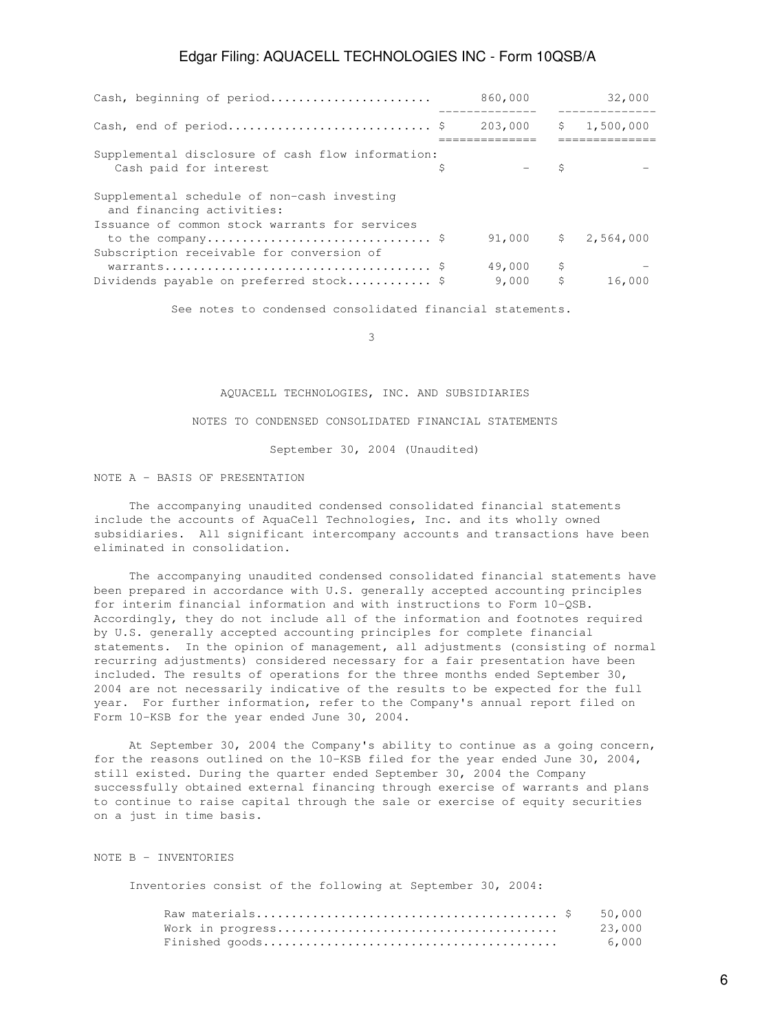| | | |
|---|---|---|
| Cash, beginning of period | 860,000 | 32,000 |
| Cash, end of period | $ 203,000 | $ 1,500,000 |
| Supplemental disclosure of cash flow information: | | |
| Cash paid for interest | $ - | $ - |
| Supplemental schedule of non-cash investing and financing activities: | | |
| Issuance of common stock warrants for services to the company | $ 91,000 | $ 2,564,000 |
| Subscription receivable for conversion of warrants | $ 49,000 | $ - |
| Dividends payable on preferred stock | $ 9,000 | $ 16,000 |

See notes to condensed consolidated financial statements.

AQUACELL TECHNOLOGIES, INC. AND SUBSIDIARIES

NOTES TO CONDENSED CONSOLIDATED FINANCIAL STATEMENTS

September 30, 2004 (Unaudited)

## NOTE A - BASIS OF PRESENTATION

The accompanying unaudited condensed consolidated financial statements include the accounts of AquaCell Technologies, Inc. and its wholly owned subsidiaries. All significant intercompany accounts and transactions have been eliminated in consolidation.

The accompanying unaudited condensed consolidated financial statements have been prepared in accordance with U.S. generally accepted accounting principles for interim financial information and with instructions to Form 10-QSB. Accordingly, they do not include all of the information and footnotes required by U.S. generally accepted accounting principles for complete financial statements. In the opinion of management, all adjustments (consisting of normal recurring adjustments) considered necessary for a fair presentation have been included. The results of operations for the three months ended September 30, 2004 are not necessarily indicative of the results to be expected for the full year. For further information, refer to the Company's annual report filed on Form 10-KSB for the year ended June 30, 2004.

At September 30, 2004 the Company's ability to continue as a going concern, for the reasons outlined on the 10-KSB filed for the year ended June 30, 2004, still existed. During the quarter ended September 30, 2004 the Company successfully obtained external financing through exercise of warrants and plans to continue to raise capital through the sale or exercise of equity securities on a just in time basis.

## NOTE B - INVENTORIES

Inventories consist of the following at September 30, 2004:

| | |
|---|---|
| Raw materials | $ 50,000 |
| Work in progress | 23,000 |
| Finished goods | 6,000 |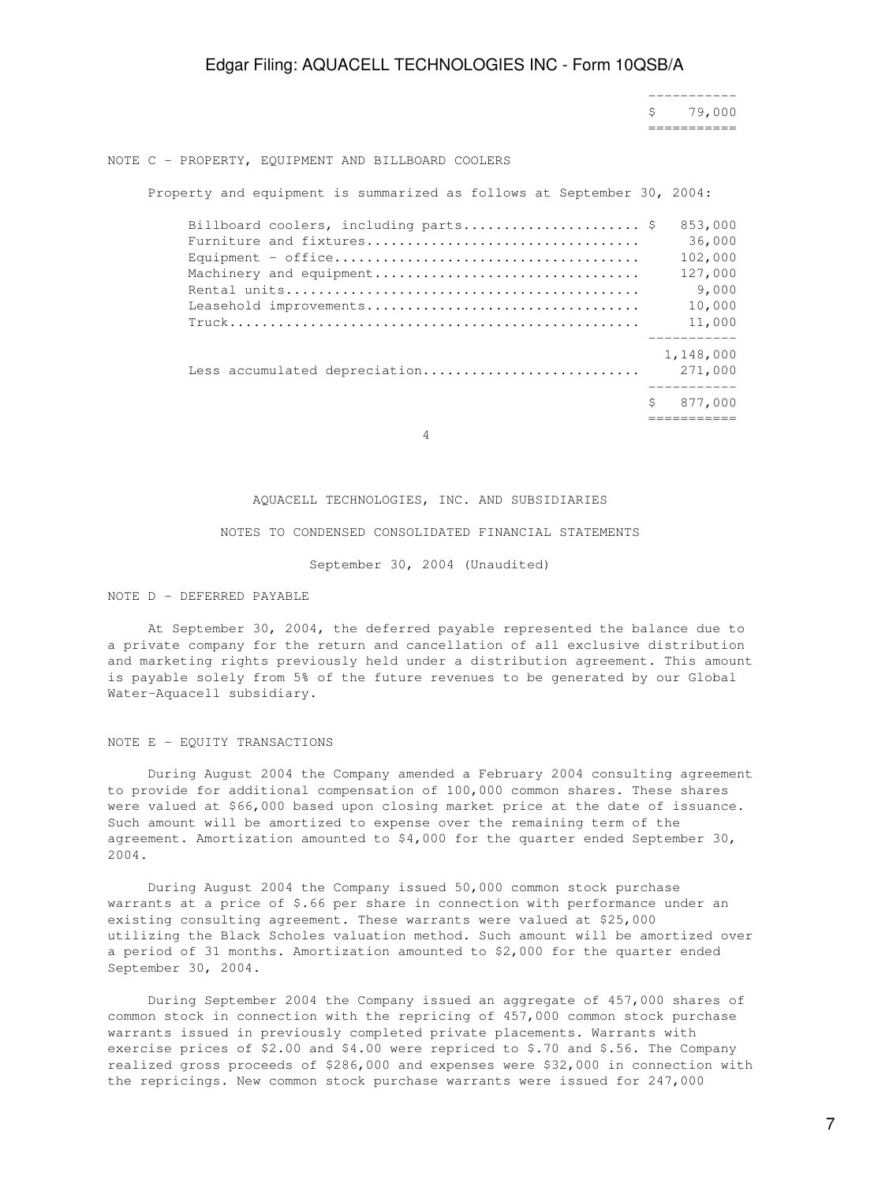| | |
|---|---|
| | $ 79,000 |

NOTE C - PROPERTY, EQUIPMENT AND BILLBOARD COOLERS

Property and equipment is summarized as follows at September 30, 2004:

| | |
|---|---|
| Billboard coolers, including parts | $ 853,000 |
| Furniture and fixtures | 36,000 |
| Equipment - office | 102,000 |
| Machinery and equipment | 127,000 |
| Rental units | 9,000 |
| Leasehold improvements | 10,000 |
| Truck | 11,000 |
| | 1,148,000 |
| Less accumulated depreciation | 271,000 |
| | $ 877,000 |

AQUACELL TECHNOLOGIES, INC. AND SUBSIDIARIES

NOTES TO CONDENSED CONSOLIDATED FINANCIAL STATEMENTS

September 30, 2004 (Unaudited)

NOTE D - DEFERRED PAYABLE

At September 30, 2004, the deferred payable represented the balance due to a private company for the return and cancellation of all exclusive distribution and marketing rights previously held under a distribution agreement. This amount is payable solely from 5% of the future revenues to be generated by our Global Water-Aquacell subsidiary.

NOTE E - EQUITY TRANSACTIONS

During August 2004 the Company amended a February 2004 consulting agreement to provide for additional compensation of 100,000 common shares. These shares were valued at $66,000 based upon closing market price at the date of issuance. Such amount will be amortized to expense over the remaining term of the agreement. Amortization amounted to $4,000 for the quarter ended September 30, 2004.

During August 2004 the Company issued 50,000 common stock purchase warrants at a price of $.66 per share in connection with performance under an existing consulting agreement. These warrants were valued at $25,000 utilizing the Black Scholes valuation method. Such amount will be amortized over a period of 31 months. Amortization amounted to $2,000 for the quarter ended September 30, 2004.

During September 2004 the Company issued an aggregate of 457,000 shares of common stock in connection with the repricing of 457,000 common stock purchase warrants issued in previously completed private placements. Warrants with exercise prices of $2.00 and $4.00 were repriced to $.70 and $.56. The Company realized gross proceeds of $286,000 and expenses were $32,000 in connection with the repricings. New common stock purchase warrants were issued for 247,000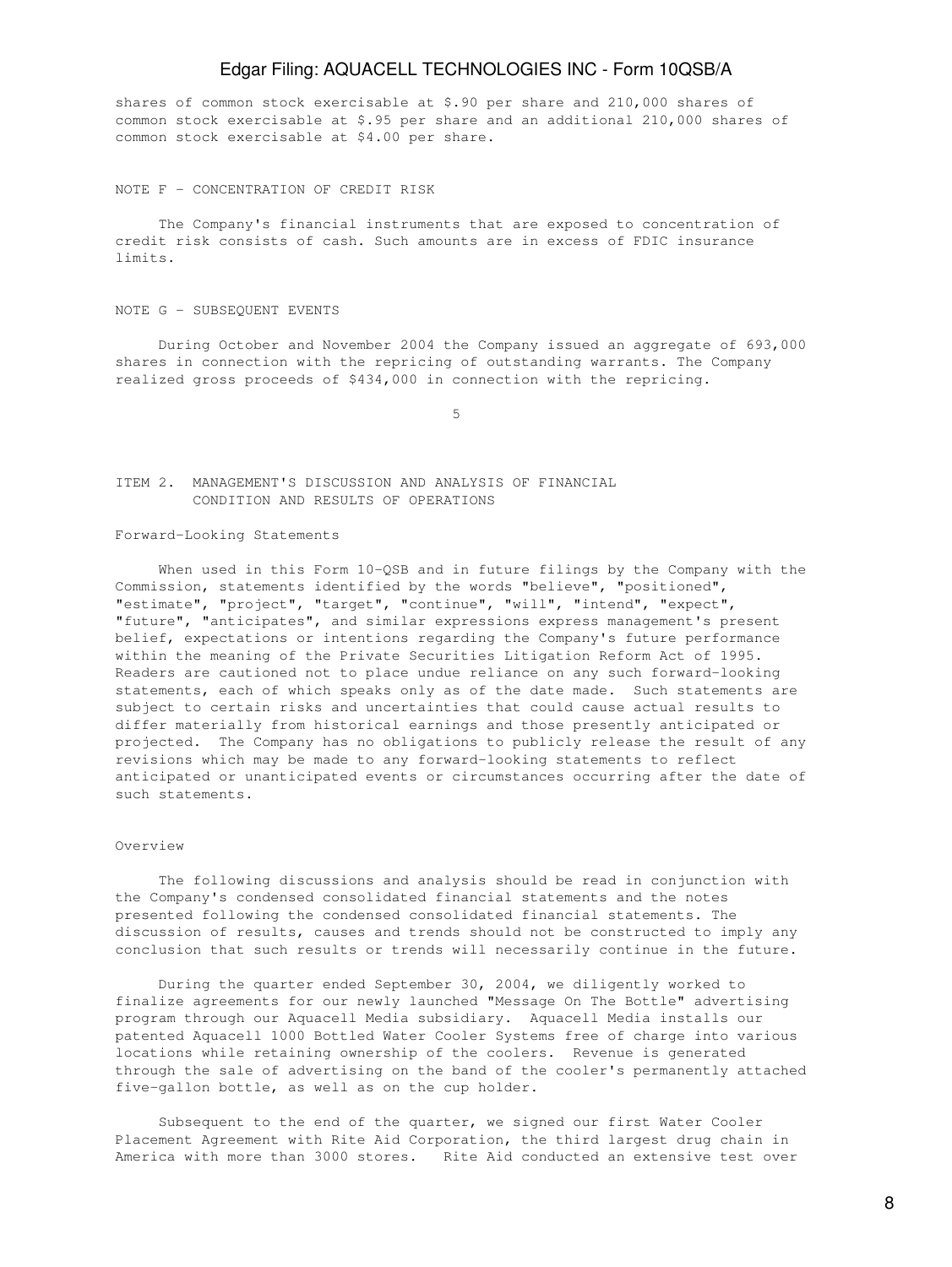shares of common stock exercisable at $.90 per share and 210,000 shares of common stock exercisable at $.95 per share and an additional 210,000 shares of common stock exercisable at $4.00 per share.

NOTE F - CONCENTRATION OF CREDIT RISK

The Company's financial instruments that are exposed to concentration of credit risk consists of cash. Such amounts are in excess of FDIC insurance limits.

NOTE G - SUBSEQUENT EVENTS

During October and November 2004 the Company issued an aggregate of 693,000 shares in connection with the repricing of outstanding warrants. The Company realized gross proceeds of $434,000 in connection with the repricing.

## ITEM 2. MANAGEMENT'S DISCUSSION AND ANALYSIS OF FINANCIAL CONDITION AND RESULTS OF OPERATIONS

Forward-Looking Statements

When used in this Form 10-QSB and in future filings by the Company with the Commission, statements identified by the words "believe", "positioned", "estimate", "project", "target", "continue", "will", "intend", "expect", "future", "anticipates", and similar expressions express management's present belief, expectations or intentions regarding the Company's future performance within the meaning of the Private Securities Litigation Reform Act of 1995. Readers are cautioned not to place undue reliance on any such forward-looking statements, each of which speaks only as of the date made. Such statements are subject to certain risks and uncertainties that could cause actual results to differ materially from historical earnings and those presently anticipated or projected. The Company has no obligations to publicly release the result of any revisions which may be made to any forward-looking statements to reflect anticipated or unanticipated events or circumstances occurring after the date of such statements.

Overview

The following discussions and analysis should be read in conjunction with the Company's condensed consolidated financial statements and the notes presented following the condensed consolidated financial statements. The discussion of results, causes and trends should not be constructed to imply any conclusion that such results or trends will necessarily continue in the future.

During the quarter ended September 30, 2004, we diligently worked to finalize agreements for our newly launched "Message On The Bottle" advertising program through our Aquacell Media subsidiary. Aquacell Media installs our patented Aquacell 1000 Bottled Water Cooler Systems free of charge into various locations while retaining ownership of the coolers. Revenue is generated through the sale of advertising on the band of the cooler's permanently attached five-gallon bottle, as well as on the cup holder.

Subsequent to the end of the quarter, we signed our first Water Cooler Placement Agreement with Rite Aid Corporation, the third largest drug chain in America with more than 3000 stores. Rite Aid conducted an extensive test over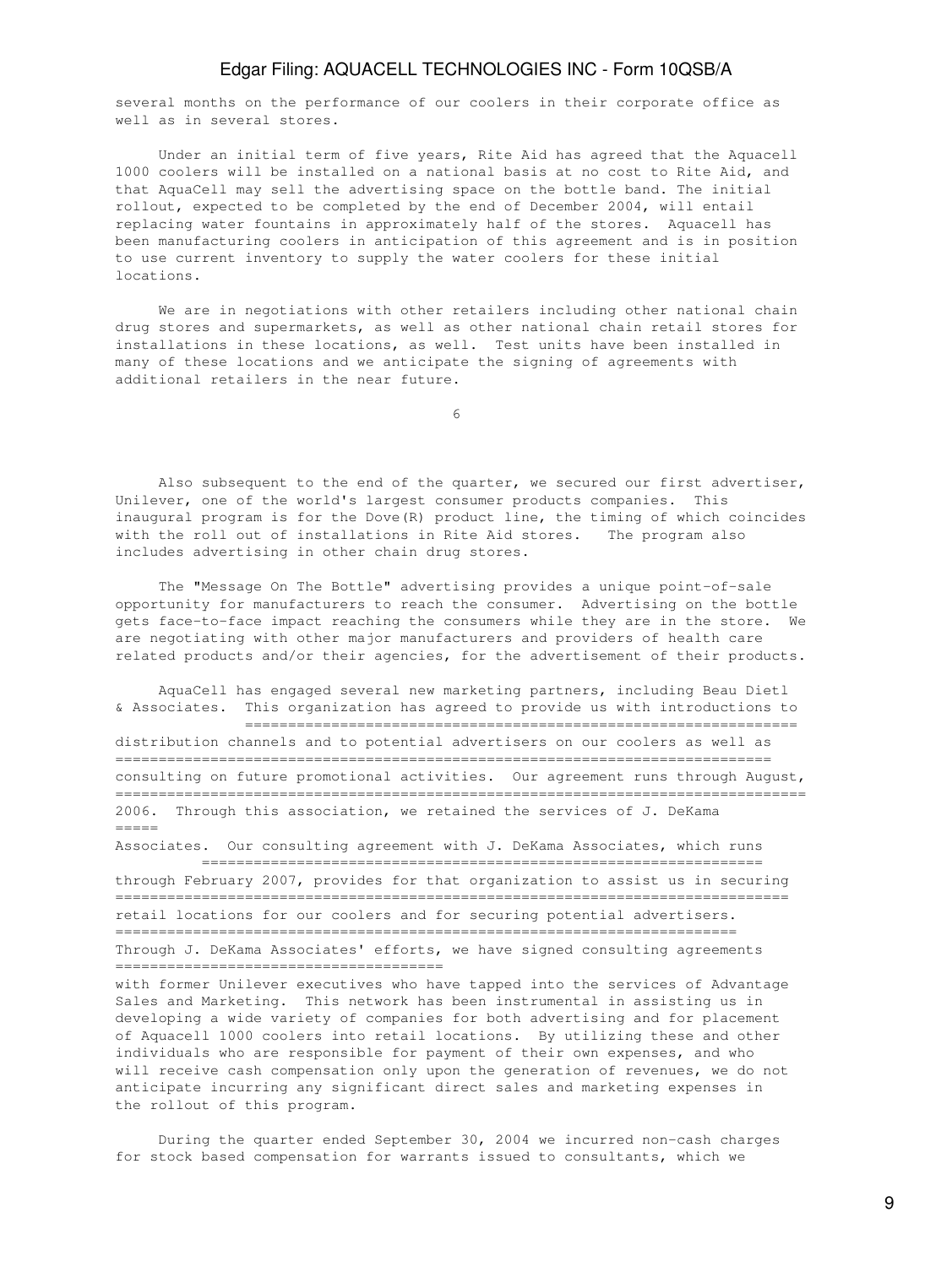several months on the performance of our coolers in their corporate office as well as in several stores.

Under an initial term of five years, Rite Aid has agreed that the Aquacell 1000 coolers will be installed on a national basis at no cost to Rite Aid, and that AquaCell may sell the advertising space on the bottle band. The initial rollout, expected to be completed by the end of December 2004, will entail replacing water fountains in approximately half of the stores. Aquacell has been manufacturing coolers in anticipation of this agreement and is in position to use current inventory to supply the water coolers for these initial locations.

We are in negotiations with other retailers including other national chain drug stores and supermarkets, as well as other national chain retail stores for installations in these locations, as well. Test units have been installed in many of these locations and we anticipate the signing of agreements with additional retailers in the near future.

Also subsequent to the end of the quarter, we secured our first advertiser, Unilever, one of the world's largest consumer products companies. This inaugural program is for the Dove(R) product line, the timing of which coincides with the roll out of installations in Rite Aid stores. The program also includes advertising in other chain drug stores.

The "Message On The Bottle" advertising provides a unique point-of-sale opportunity for manufacturers to reach the consumer. Advertising on the bottle gets face-to-face impact reaching the consumers while they are in the store. We are negotiating with other major manufacturers and providers of health care related products and/or their agencies, for the advertisement of their products.

AquaCell has engaged several new marketing partners, including Beau Dietl & Associates. This organization has agreed to provide us with introductions to distribution channels and to potential advertisers on our coolers as well as consulting on future promotional activities. Our agreement runs through August, 2006. Through this association, we retained the services of J. DeKama Associates. Our consulting agreement with J. DeKama Associates, which runs through February 2007, provides for that organization to assist us in securing retail locations for our coolers and for securing potential advertisers. Through J. DeKama Associates' efforts, we have signed consulting agreements with former Unilever executives who have tapped into the services of Advantage Sales and Marketing. This network has been instrumental in assisting us in developing a wide variety of companies for both advertising and for placement of Aquacell 1000 coolers into retail locations. By utilizing these and other individuals who are responsible for payment of their own expenses, and who will receive cash compensation only upon the generation of revenues, we do not anticipate incurring any significant direct sales and marketing expenses in the rollout of this program.

During the quarter ended September 30, 2004 we incurred non-cash charges for stock based compensation for warrants issued to consultants, which we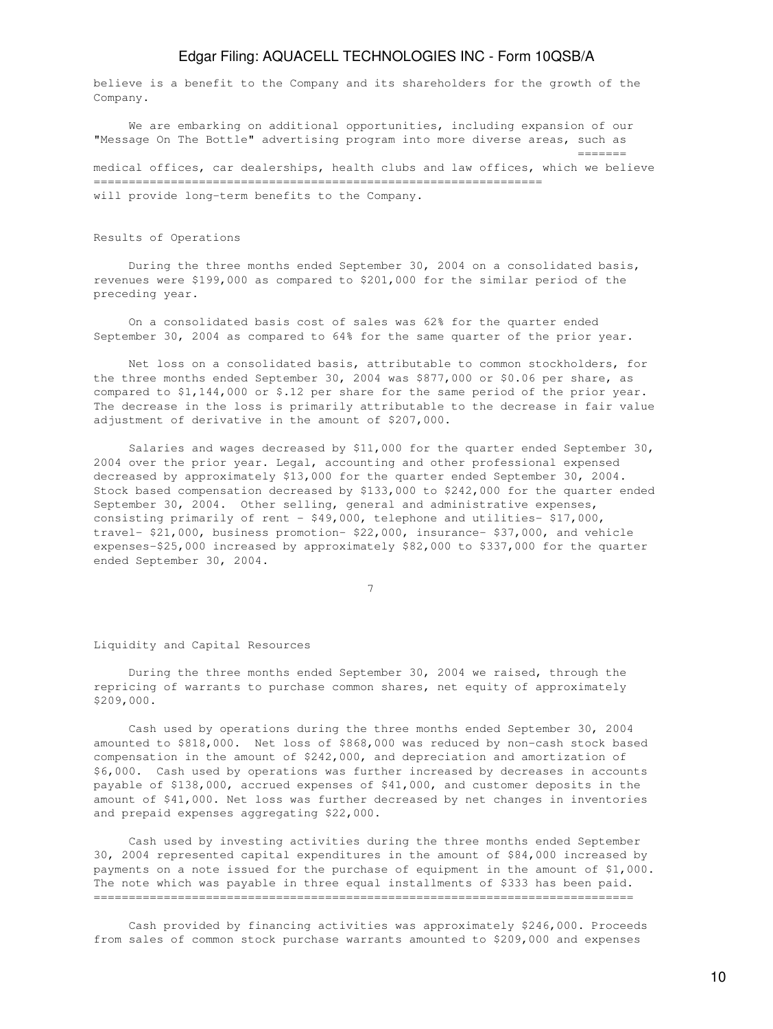believe is a benefit to the Company and its shareholders for the growth of the Company.

We are embarking on additional opportunities, including expansion of our "Message On The Bottle" advertising program into more diverse areas, such as medical offices, car dealerships, health clubs and law offices, which we believe will provide long-term benefits to the Company.

Results of Operations

During the three months ended September 30, 2004 on a consolidated basis, revenues were $199,000 as compared to $201,000 for the similar period of the preceding year.

On a consolidated basis cost of sales was 62% for the quarter ended September 30, 2004 as compared to 64% for the same quarter of the prior year.

Net loss on a consolidated basis, attributable to common stockholders, for the three months ended September 30, 2004 was $877,000 or $0.06 per share, as compared to $1,144,000 or $.12 per share for the same period of the prior year. The decrease in the loss is primarily attributable to the decrease in fair value adjustment of derivative in the amount of $207,000.

Salaries and wages decreased by $11,000 for the quarter ended September 30, 2004 over the prior year. Legal, accounting and other professional expensed decreased by approximately $13,000 for the quarter ended September 30, 2004. Stock based compensation decreased by $133,000 to $242,000 for the quarter ended September 30, 2004. Other selling, general and administrative expenses, consisting primarily of rent - $49,000, telephone and utilities- $17,000, travel- $21,000, business promotion- $22,000, insurance- $37,000, and vehicle expenses-$25,000 increased by approximately $82,000 to $337,000 for the quarter ended September 30, 2004.

Liquidity and Capital Resources

During the three months ended September 30, 2004 we raised, through the repricing of warrants to purchase common shares, net equity of approximately $209,000.

Cash used by operations during the three months ended September 30, 2004 amounted to $818,000. Net loss of $868,000 was reduced by non-cash stock based compensation in the amount of $242,000, and depreciation and amortization of $6,000. Cash used by operations was further increased by decreases in accounts payable of $138,000, accrued expenses of $41,000, and customer deposits in the amount of $41,000. Net loss was further decreased by net changes in inventories and prepaid expenses aggregating $22,000.

Cash used by investing activities during the three months ended September 30, 2004 represented capital expenditures in the amount of $84,000 increased by payments on a note issued for the purchase of equipment in the amount of $1,000. The note which was payable in three equal installments of $333 has been paid.

Cash provided by financing activities was approximately $246,000. Proceeds from sales of common stock purchase warrants amounted to $209,000 and expenses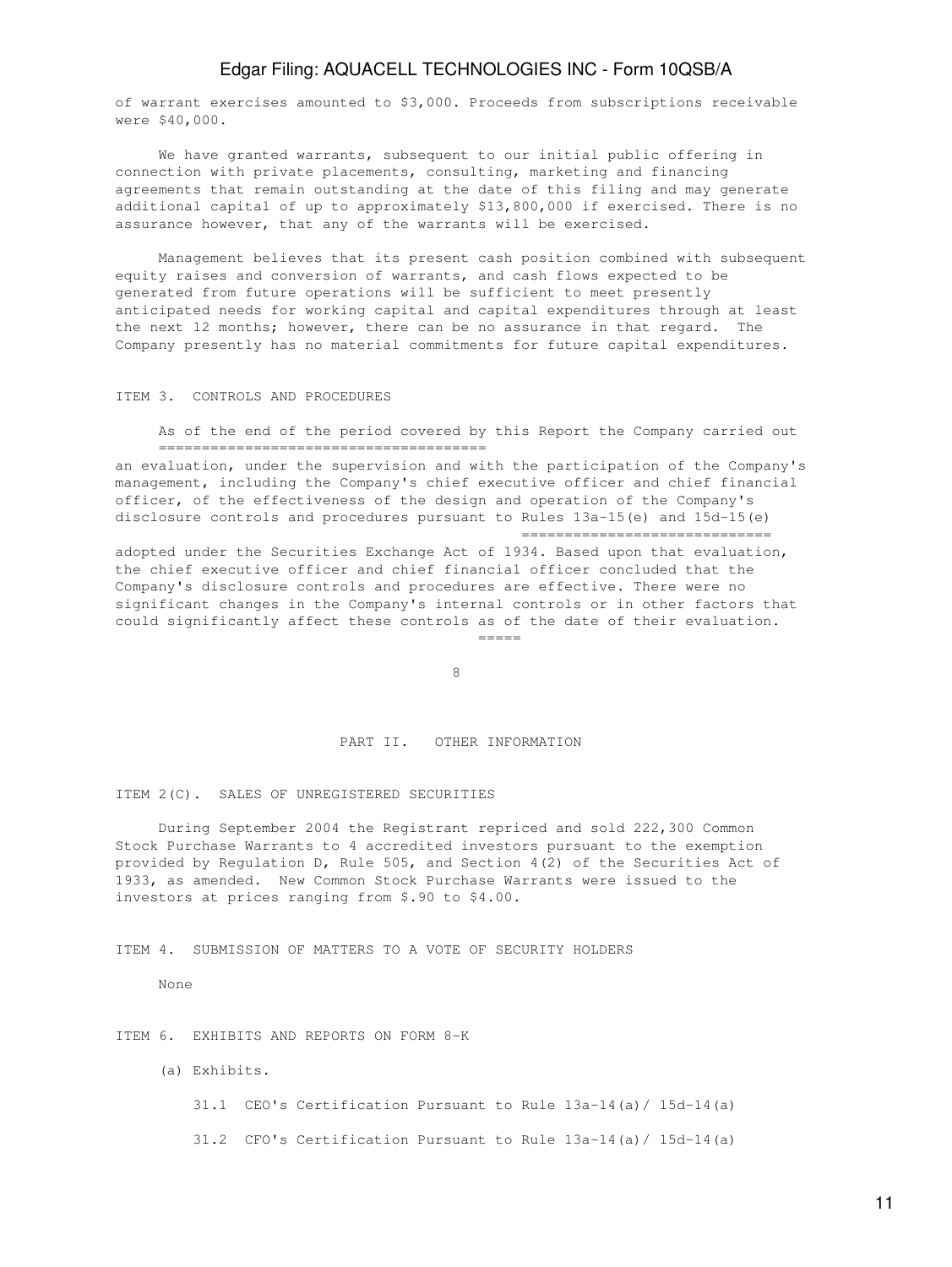of warrant exercises amounted to $3,000. Proceeds from subscriptions receivable were $40,000.

We have granted warrants, subsequent to our initial public offering in connection with private placements, consulting, marketing and financing agreements that remain outstanding at the date of this filing and may generate additional capital of up to approximately $13,800,000 if exercised. There is no assurance however, that any of the warrants will be exercised.

Management believes that its present cash position combined with subsequent equity raises and conversion of warrants, and cash flows expected to be generated from future operations will be sufficient to meet presently anticipated needs for working capital and capital expenditures through at least the next 12 months; however, there can be no assurance in that regard. The Company presently has no material commitments for future capital expenditures.

ITEM 3. CONTROLS AND PROCEDURES

As of the end of the period covered by this Report the Company carried out an evaluation, under the supervision and with the participation of the Company's management, including the Company's chief executive officer and chief financial officer, of the effectiveness of the design and operation of the Company's disclosure controls and procedures pursuant to Rules 13a-15(e) and 15d-15(e) adopted under the Securities Exchange Act of 1934. Based upon that evaluation, the chief executive officer and chief financial officer concluded that the Company's disclosure controls and procedures are effective. There were no significant changes in the Company's internal controls or in other factors that could significantly affect these controls as of the date of their evaluation.

PART II. OTHER INFORMATION

ITEM 2(C). SALES OF UNREGISTERED SECURITIES

During September 2004 the Registrant repriced and sold 222,300 Common Stock Purchase Warrants to 4 accredited investors pursuant to the exemption provided by Regulation D, Rule 505, and Section 4(2) of the Securities Act of 1933, as amended. New Common Stock Purchase Warrants were issued to the investors at prices ranging from $.90 to $4.00.

ITEM 4. SUBMISSION OF MATTERS TO A VOTE OF SECURITY HOLDERS

None

ITEM 6. EXHIBITS AND REPORTS ON FORM 8-K

(a) Exhibits.

31.1 CEO's Certification Pursuant to Rule 13a-14(a)/ 15d-14(a)

31.2 CFO's Certification Pursuant to Rule 13a-14(a)/ 15d-14(a)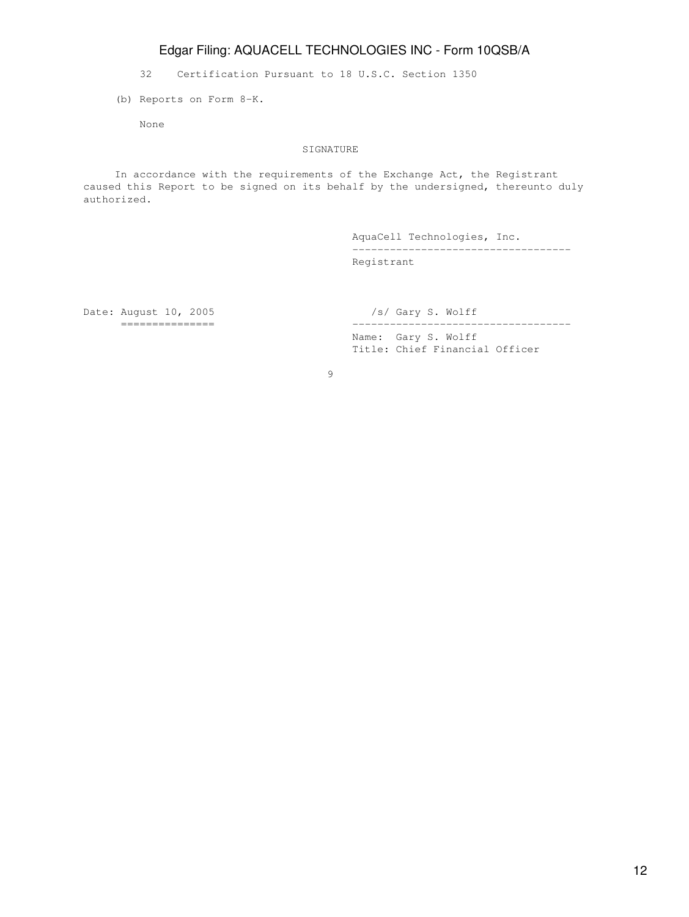32 Certification Pursuant to 18 U.S.C. Section 1350

(b) Reports on Form 8-K.

None

SIGNATURE

In accordance with the requirements of the Exchange Act, the Registrant caused this Report to be signed on its behalf by the undersigned, thereunto duly authorized.

AquaCell Technologies, Inc.

Registrant

Date: August 10, 2005

/s/ Gary S. Wolff

Name: Gary S. Wolff
Title: Chief Financial Officer